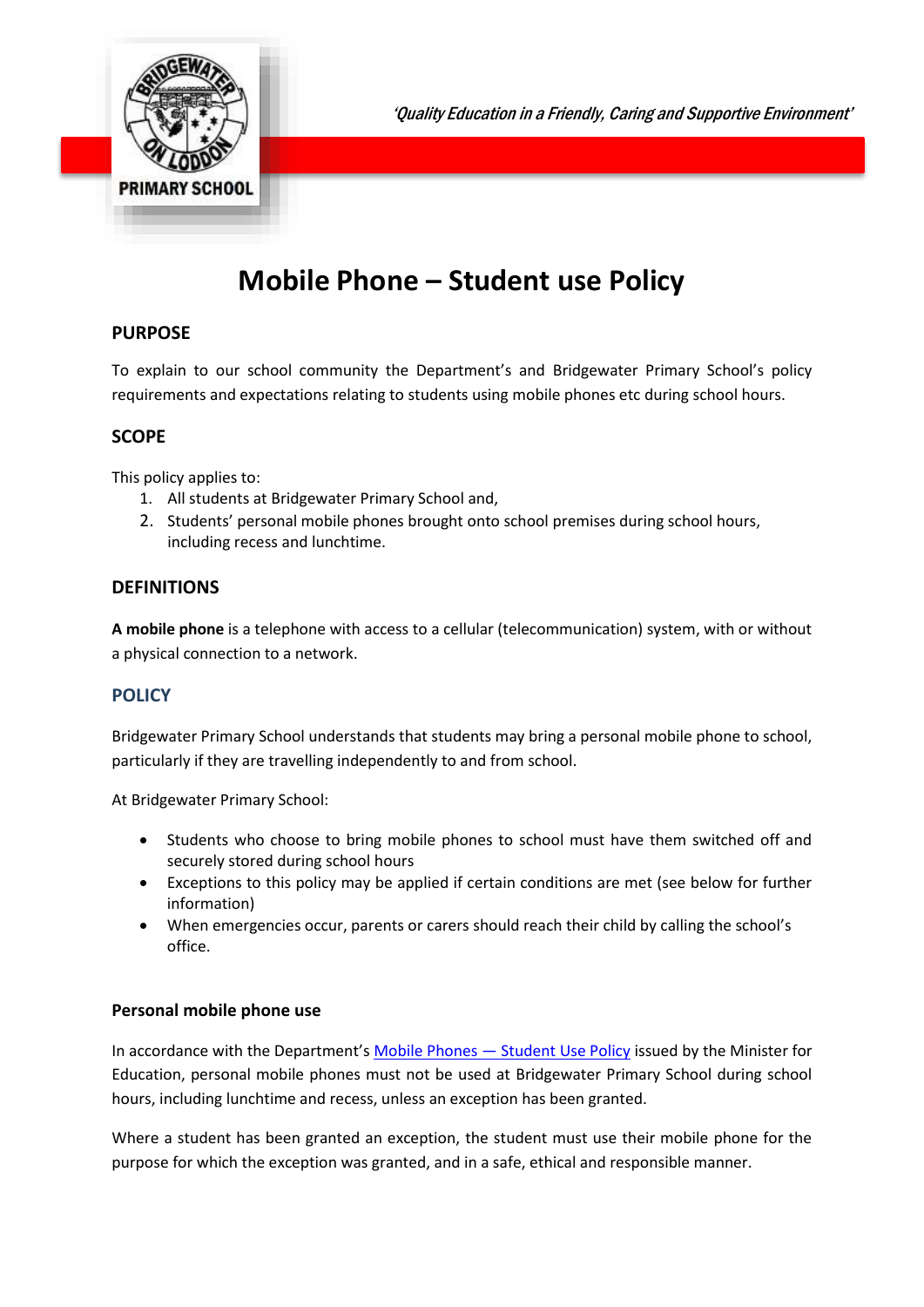PRIMARY SCHOOL

*'Quality Education in a Friendly, Caring and Supportive Environment'*

# Mobile Phone – Student use Policy

## PURPOSE

To explain to our school community the Department's and Bridgewater Primary School's policy requirements and expectations relating to students using mobile phones etc during school hours.

## SCOPE

This policy applies to:

1. All students at Bridgewater Primary School and,
2. Students' personal mobile phones brought onto school premises during school hours, including recess and lunchtime.

## DEFINITIONS

**A mobile phone** is a telephone with access to a cellular (telecommunication) system, with or without a physical connection to a network.

## POLICY

Bridgewater Primary School understands that students may bring a personal mobile phone to school, particularly if they are travelling independently to and from school.

At Bridgewater Primary School:

- Students who choose to bring mobile phones to school must have them switched off and securely stored during school hours
- Exceptions to this policy may be applied if certain conditions are met (see below for further information)
- When emergencies occur, parents or carers should reach their child by calling the school's office.

### Personal mobile phone use

In accordance with the Department's Mobile Phones — Student Use Policy issued by the Minister for Education, personal mobile phones must not be used at Bridgewater Primary School during school hours, including lunchtime and recess, unless an exception has been granted.

Where a student has been granted an exception, the student must use their mobile phone for the purpose for which the exception was granted, and in a safe, ethical and responsible manner.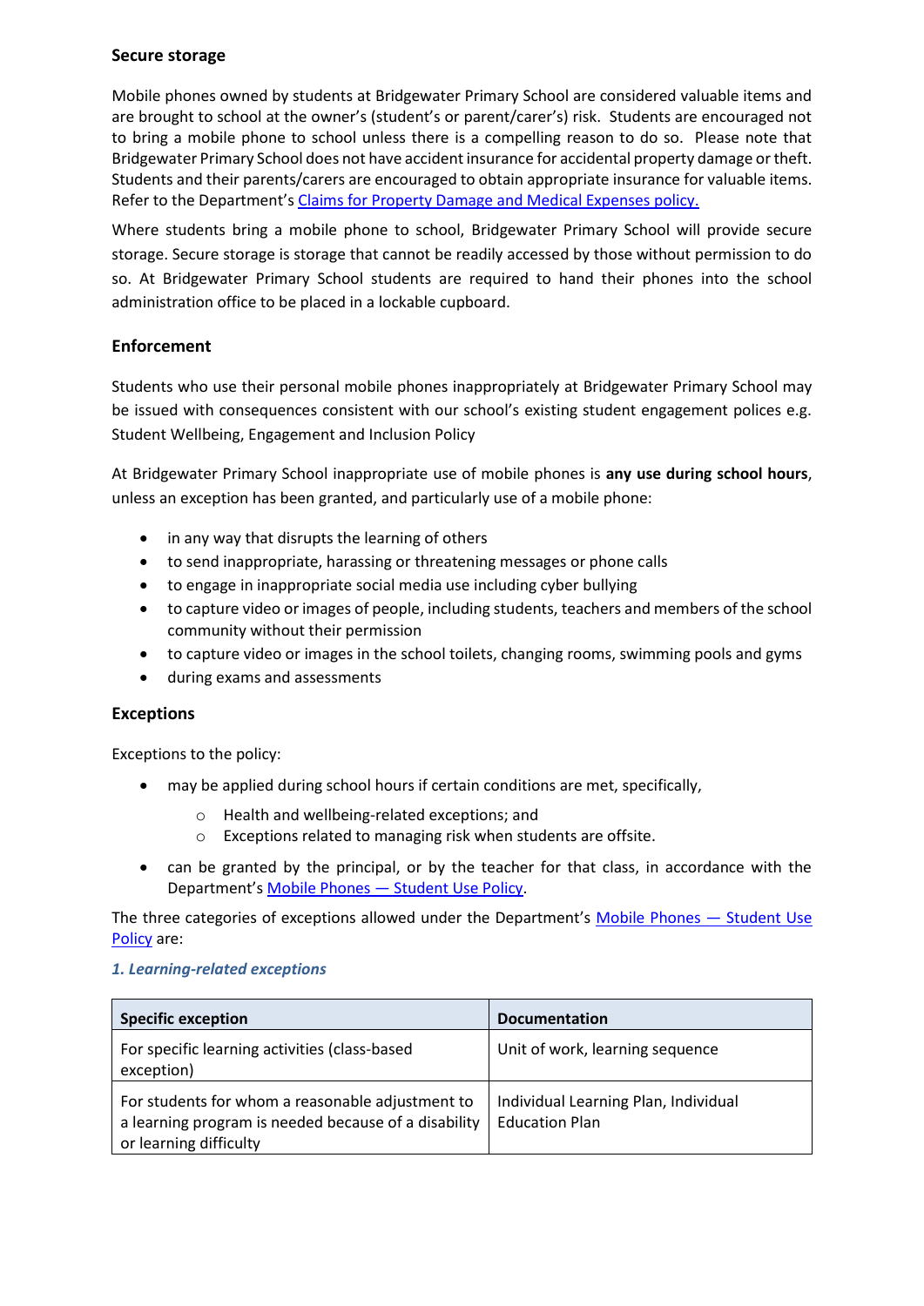### Secure storage

Mobile phones owned by students at Bridgewater Primary School are considered valuable items and are brought to school at the owner's (student's or parent/carer's) risk. Students are encouraged not to bring a mobile phone to school unless there is a compelling reason to do so. Please note that Bridgewater Primary School does not have accident insurance for accidental property damage or theft. Students and their parents/carers are encouraged to obtain appropriate insurance for valuable items. Refer to the Department's [Claims for Property Damage and Medical Expenses policy.]()

Where students bring a mobile phone to school, Bridgewater Primary School will provide secure storage. Secure storage is storage that cannot be readily accessed by those without permission to do so. At Bridgewater Primary School students are required to hand their phones into the school administration office to be placed in a lockable cupboard.

### Enforcement

Students who use their personal mobile phones inappropriately at Bridgewater Primary School may be issued with consequences consistent with our school's existing student engagement polices e.g. Student Wellbeing, Engagement and Inclusion Policy

At Bridgewater Primary School inappropriate use of mobile phones is **any use during school hours**, unless an exception has been granted, and particularly use of a mobile phone:

- in any way that disrupts the learning of others
- to send inappropriate, harassing or threatening messages or phone calls
- to engage in inappropriate social media use including cyber bullying
- to capture video or images of people, including students, teachers and members of the school community without their permission
- to capture video or images in the school toilets, changing rooms, swimming pools and gyms
- during exams and assessments

### Exceptions

Exceptions to the policy:

- may be applied during school hours if certain conditions are met, specifically,
  - Health and wellbeing-related exceptions; and
  - Exceptions related to managing risk when students are offsite.
- can be granted by the principal, or by the teacher for that class, in accordance with the Department's [Mobile Phones — Student Use Policy]().

The three categories of exceptions allowed under the Department's [Mobile Phones — Student Use Policy]() are:

#### *1. Learning-related exceptions*

| Specific exception | Documentation |
| --- | --- |
| For specific learning activities (class-based exception) | Unit of work, learning sequence |
| For students for whom a reasonable adjustment to a learning program is needed because of a disability or learning difficulty | Individual Learning Plan, Individual Education Plan |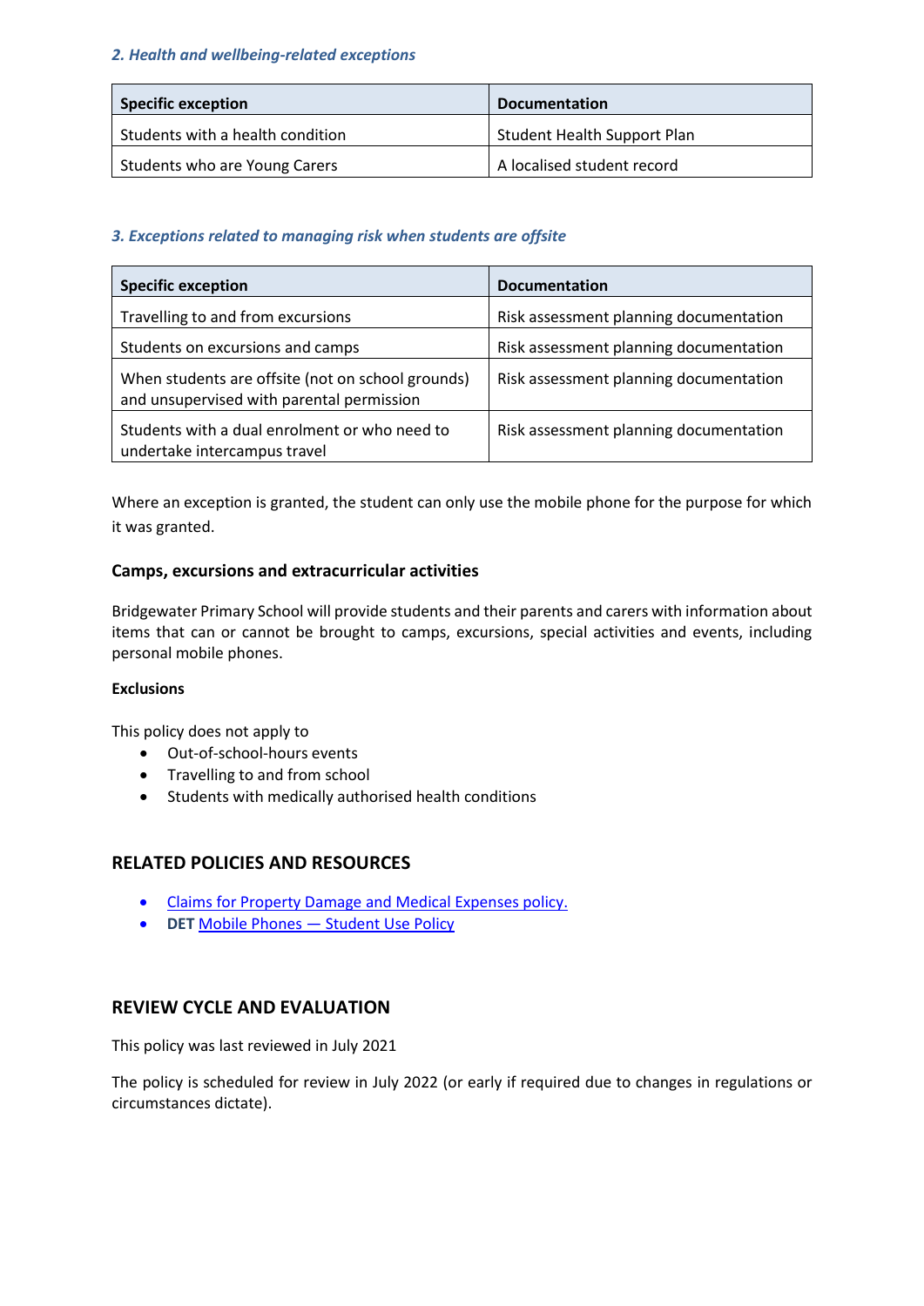*2. Health and wellbeing-related exceptions*

| Specific exception | Documentation |
|---|---|
| Students with a health condition | Student Health Support Plan |
| Students who are Young Carers | A localised student record |

*3. Exceptions related to managing risk when students are offsite*

| Specific exception | Documentation |
|---|---|
| Travelling to and from excursions | Risk assessment planning documentation |
| Students on excursions and camps | Risk assessment planning documentation |
| When students are offsite (not on school grounds) and unsupervised with parental permission | Risk assessment planning documentation |
| Students with a dual enrolment or who need to undertake intercampus travel | Risk assessment planning documentation |

Where an exception is granted, the student can only use the mobile phone for the purpose for which it was granted.

### Camps, excursions and extracurricular activities

Bridgewater Primary School will provide students and their parents and carers with information about items that can or cannot be brought to camps, excursions, special activities and events, including personal mobile phones.

**Exclusions**

This policy does not apply to

- Out-of-school-hours events
- Travelling to and from school
- Students with medically authorised health conditions

## RELATED POLICIES AND RESOURCES

- Claims for Property Damage and Medical Expenses policy.
- **DET** Mobile Phones — Student Use Policy

## REVIEW CYCLE AND EVALUATION

This policy was last reviewed in July 2021

The policy is scheduled for review in July 2022 (or early if required due to changes in regulations or circumstances dictate).